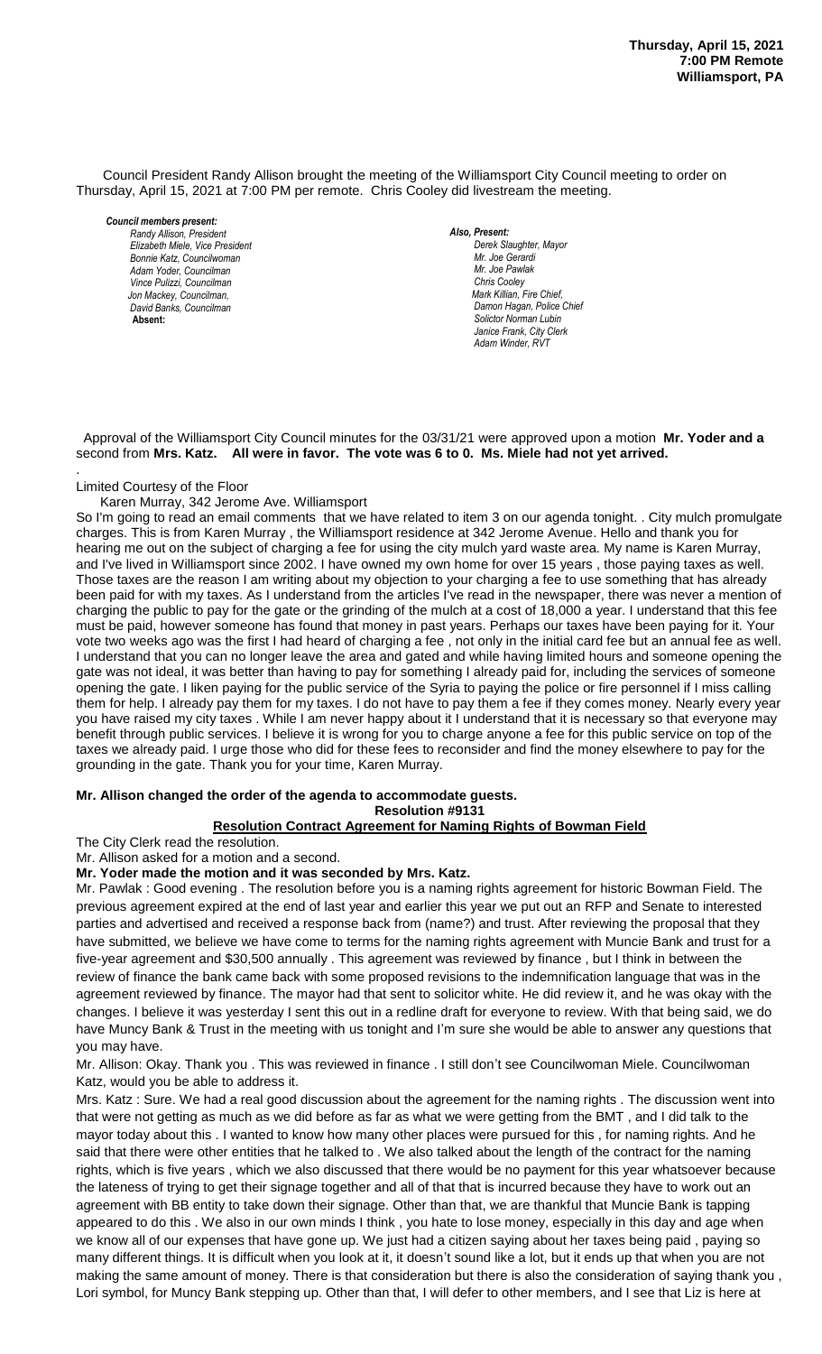**Thursday, April 15, 2021**
**7:00 PM Remote**
**Williamsport, PA**

Council President Randy Allison brought the meeting of the Williamsport City Council meeting to order on Thursday, April 15, 2021 at 7:00 PM per remote. Chris Cooley did livestream the meeting.

***Council members present:***
*Randy Allison, President*
*Elizabeth Miele, Vice President*
*Bonnie Katz, Councilwoman*
*Adam Yoder, Councilman*
*Vince Pulizzi, Councilman*
*Jon Mackey, Councilman,*
*David Banks, Councilman*
**Absent:**

***Also, Present:***
*Derek Slaughter, Mayor*
*Mr. Joe Gerardi*
*Mr. Joe Pawlak*
*Chris Cooley*
*Mark Killian, Fire Chief,*
*Damon Hagan, Police Chief*
*Solictor Norman Lubin*
*Janice Frank, City Clerk*
*Adam Winder, RVT*

Approval of the Williamsport City Council minutes for the 03/31/21 were approved upon a motion **Mr. Yoder and a** second from **Mrs. Katz. All were in favor. The vote was 6 to 0. Ms. Miele had not yet arrived.**

.

Limited Courtesy of the Floor

Karen Murray, 342 Jerome Ave. Williamsport

So I'm going to read an email comments that we have related to item 3 on our agenda tonight. . City mulch promulgate charges. This is from Karen Murray , the Williamsport residence at 342 Jerome Avenue. Hello and thank you for hearing me out on the subject of charging a fee for using the city mulch yard waste area. My name is Karen Murray, and I've lived in Williamsport since 2002. I have owned my own home for over 15 years , those paying taxes as well. Those taxes are the reason I am writing about my objection to your charging a fee to use something that has already been paid for with my taxes. As I understand from the articles I've read in the newspaper, there was never a mention of charging the public to pay for the gate or the grinding of the mulch at a cost of 18,000 a year. I understand that this fee must be paid, however someone has found that money in past years. Perhaps our taxes have been paying for it. Your vote two weeks ago was the first I had heard of charging a fee , not only in the initial card fee but an annual fee as well. I understand that you can no longer leave the area and gated and while having limited hours and someone opening the gate was not ideal, it was better than having to pay for something I already paid for, including the services of someone opening the gate. I liken paying for the public service of the Syria to paying the police or fire personnel if I miss calling them for help. I already pay them for my taxes. I do not have to pay them a fee if they comes money. Nearly every year you have raised my city taxes . While I am never happy about it I understand that it is necessary so that everyone may benefit through public services. I believe it is wrong for you to charge anyone a fee for this public service on top of the taxes we already paid. I urge those who did for these fees to reconsider and find the money elsewhere to pay for the grounding in the gate. Thank you for your time, Karen Murray.

**Mr. Allison changed the order of the agenda to accommodate guests.**

**Resolution #9131**

**Resolution Contract Agreement for Naming Rights of Bowman Field**

The City Clerk read the resolution.

Mr. Allison asked for a motion and a second.

**Mr. Yoder made the motion and it was seconded by Mrs. Katz.**

Mr. Pawlak : Good evening . The resolution before you is a naming rights agreement for historic Bowman Field. The previous agreement expired at the end of last year and earlier this year we put out an RFP and Senate to interested parties and advertised and received a response back from (name?) and trust. After reviewing the proposal that they have submitted, we believe we have come to terms for the naming rights agreement with Muncie Bank and trust for a five-year agreement and $30,500 annually . This agreement was reviewed by finance , but I think in between the review of finance the bank came back with some proposed revisions to the indemnification language that was in the agreement reviewed by finance. The mayor had that sent to solicitor white. He did review it, and he was okay with the changes. I believe it was yesterday I sent this out in a redline draft for everyone to review. With that being said, we do have Muncy Bank & Trust in the meeting with us tonight and I'm sure she would be able to answer any questions that you may have.

Mr. Allison: Okay. Thank you . This was reviewed in finance . I still don't see Councilwoman Miele. Councilwoman Katz, would you be able to address it.

Mrs. Katz : Sure. We had a real good discussion about the agreement for the naming rights . The discussion went into that were not getting as much as we did before as far as what we were getting from the BMT , and I did talk to the mayor today about this . I wanted to know how many other places were pursued for this , for naming rights. And he said that there were other entities that he talked to . We also talked about the length of the contract for the naming rights, which is five years , which we also discussed that there would be no payment for this year whatsoever because the lateness of trying to get their signage together and all of that that is incurred because they have to work out an agreement with BB entity to take down their signage. Other than that, we are thankful that Muncie Bank is tapping appeared to do this . We also in our own minds I think , you hate to lose money, especially in this day and age when we know all of our expenses that have gone up. We just had a citizen saying about her taxes being paid , paying so many different things. It is difficult when you look at it, it doesn't sound like a lot, but it ends up that when you are not making the same amount of money. There is that consideration but there is also the consideration of saying thank you , Lori symbol, for Muncy Bank stepping up. Other than that, I will defer to other members, and I see that Liz is here at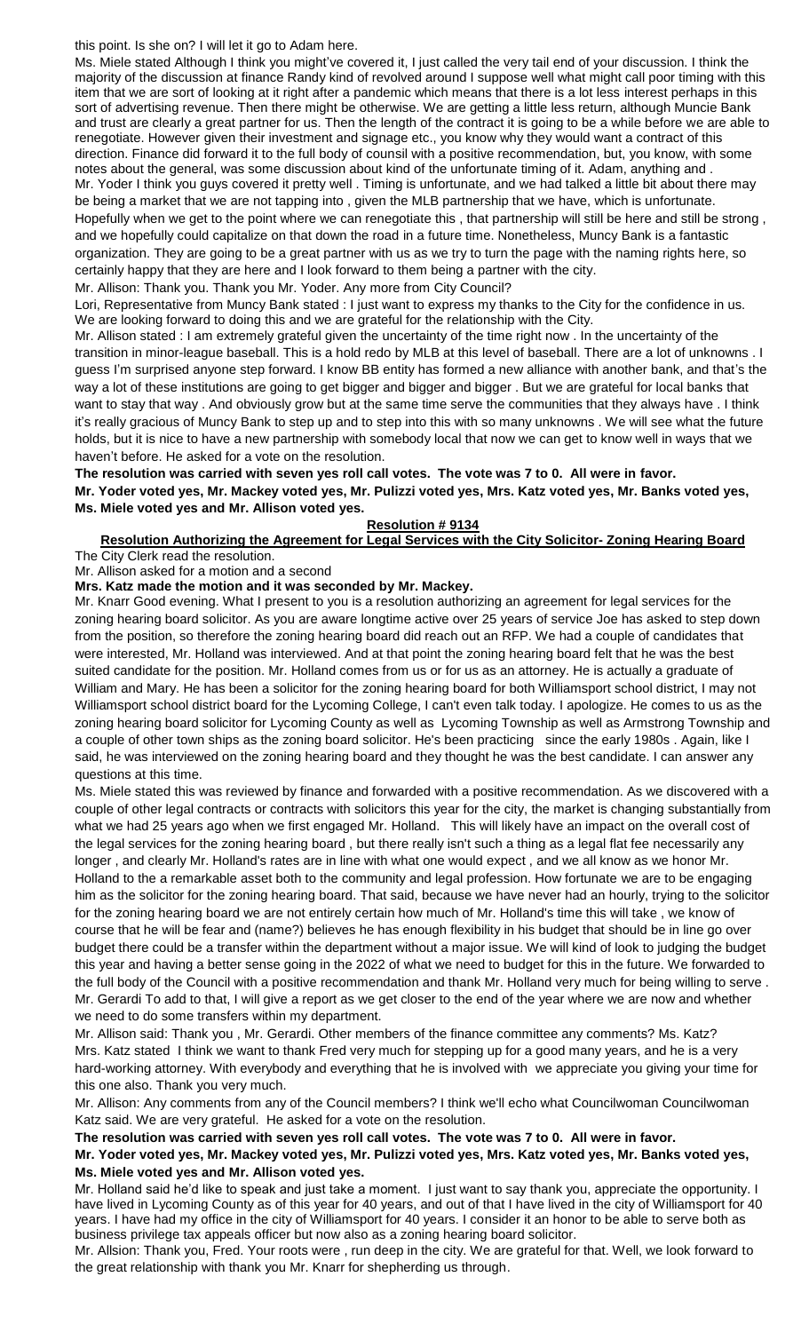this point. Is she on? I will let it go to Adam here.

Ms. Miele stated Although I think you might've covered it, I just called the very tail end of your discussion. I think the majority of the discussion at finance Randy kind of revolved around I suppose well what might call poor timing with this item that we are sort of looking at it right after a pandemic which means that there is a lot less interest perhaps in this sort of advertising revenue. Then there might be otherwise. We are getting a little less return, although Muncie Bank and trust are clearly a great partner for us. Then the length of the contract it is going to be a while before we are able to renegotiate. However given their investment and signage etc., you know why they would want a contract of this direction. Finance did forward it to the full body of counsil with a positive recommendation, but, you know, with some notes about the general, was some discussion about kind of the unfortunate timing of it. Adam, anything and .

Mr. Yoder I think you guys covered it pretty well . Timing is unfortunate, and we had talked a little bit about there may be being a market that we are not tapping into , given the MLB partnership that we have, which is unfortunate. Hopefully when we get to the point where we can renegotiate this , that partnership will still be here and still be strong , and we hopefully could capitalize on that down the road in a future time. Nonetheless, Muncy Bank is a fantastic organization. They are going to be a great partner with us as we try to turn the page with the naming rights here, so certainly happy that they are here and I look forward to them being a partner with the city.

Mr. Allison: Thank you. Thank you Mr. Yoder. Any more from City Council?

Lori, Representative from Muncy Bank stated : I just want to express my thanks to the City for the confidence in us. We are looking forward to doing this and we are grateful for the relationship with the City.

Mr. Allison stated : I am extremely grateful given the uncertainty of the time right now . In the uncertainty of the transition in minor-league baseball. This is a hold redo by MLB at this level of baseball. There are a lot of unknowns . I guess I'm surprised anyone step forward. I know BB entity has formed a new alliance with another bank, and that's the way a lot of these institutions are going to get bigger and bigger and bigger . But we are grateful for local banks that want to stay that way . And obviously grow but at the same time serve the communities that they always have . I think it's really gracious of Muncy Bank to step up and to step into this with so many unknowns . We will see what the future holds, but it is nice to have a new partnership with somebody local that now we can get to know well in ways that we haven't before. He asked for a vote on the resolution.

**The resolution was carried with seven yes roll call votes. The vote was 7 to 0. All were in favor.**
**Mr. Yoder voted yes, Mr. Mackey voted yes, Mr. Pulizzi voted yes, Mrs. Katz voted yes, Mr. Banks voted yes, Ms. Miele voted yes and Mr. Allison voted yes.**

## Resolution # 9134

## Resolution Authorizing the Agreement for Legal Services with the City Solicitor- Zoning Hearing Board

The City Clerk read the resolution.

Mr. Allison asked for a motion and a second

**Mrs. Katz made the motion and it was seconded by Mr. Mackey.**

Mr. Knarr Good evening. What I present to you is a resolution authorizing an agreement for legal services for the zoning hearing board solicitor. As you are aware longtime active over 25 years of service Joe has asked to step down from the position, so therefore the zoning hearing board did reach out an RFP. We had a couple of candidates that were interested, Mr. Holland was interviewed. And at that point the zoning hearing board felt that he was the best suited candidate for the position. Mr. Holland comes from us or for us as an attorney. He is actually a graduate of William and Mary. He has been a solicitor for the zoning hearing board for both Williamsport school district, I may not Williamsport school district board for the Lycoming College, I can't even talk today. I apologize. He comes to us as the zoning hearing board solicitor for Lycoming County as well as Lycoming Township as well as Armstrong Township and a couple of other town ships as the zoning board solicitor. He's been practicing since the early 1980s . Again, like I said, he was interviewed on the zoning hearing board and they thought he was the best candidate. I can answer any questions at this time.

Ms. Miele stated this was reviewed by finance and forwarded with a positive recommendation. As we discovered with a couple of other legal contracts or contracts with solicitors this year for the city, the market is changing substantially from what we had 25 years ago when we first engaged Mr. Holland. This will likely have an impact on the overall cost of the legal services for the zoning hearing board , but there really isn't such a thing as a legal flat fee necessarily any longer , and clearly Mr. Holland's rates are in line with what one would expect , and we all know as we honor Mr. Holland to the a remarkable asset both to the community and legal profession. How fortunate we are to be engaging him as the solicitor for the zoning hearing board. That said, because we have never had an hourly, trying to the solicitor for the zoning hearing board we are not entirely certain how much of Mr. Holland's time this will take , we know of course that he will be fear and (name?) believes he has enough flexibility in his budget that should be in line go over budget there could be a transfer within the department without a major issue. We will kind of look to judging the budget this year and having a better sense going in the 2022 of what we need to budget for this in the future. We forwarded to the full body of the Council with a positive recommendation and thank Mr. Holland very much for being willing to serve .

Mr. Gerardi To add to that, I will give a report as we get closer to the end of the year where we are now and whether we need to do some transfers within my department.

Mr. Allison said: Thank you , Mr. Gerardi. Other members of the finance committee any comments? Ms. Katz?

Mrs. Katz stated I think we want to thank Fred very much for stepping up for a good many years, and he is a very hard-working attorney. With everybody and everything that he is involved with we appreciate you giving your time for this one also. Thank you very much.

Mr. Allison: Any comments from any of the Council members? I think we'll echo what Councilwoman Councilwoman Katz said. We are very grateful. He asked for a vote on the resolution.

**The resolution was carried with seven yes roll call votes. The vote was 7 to 0. All were in favor.**
**Mr. Yoder voted yes, Mr. Mackey voted yes, Mr. Pulizzi voted yes, Mrs. Katz voted yes, Mr. Banks voted yes, Ms. Miele voted yes and Mr. Allison voted yes.**

Mr. Holland said he'd like to speak and just take a moment. I just want to say thank you, appreciate the opportunity. I have lived in Lycoming County as of this year for 40 years, and out of that I have lived in the city of Williamsport for 40 years. I have had my office in the city of Williamsport for 40 years. I consider it an honor to be able to serve both as business privilege tax appeals officer but now also as a zoning hearing board solicitor.

Mr. Allsion: Thank you, Fred. Your roots were , run deep in the city. We are grateful for that. Well, we look forward to the great relationship with thank you Mr. Knarr for shepherding us through.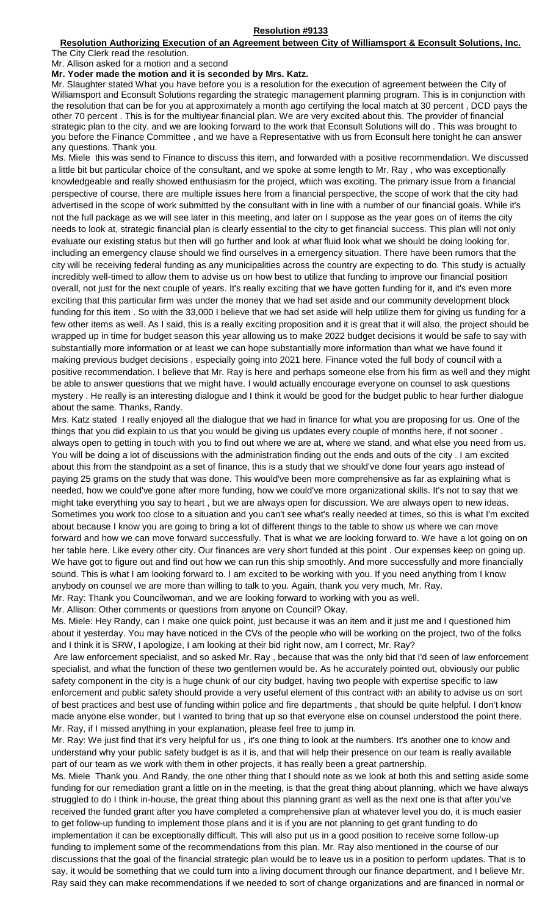**Resolution #9133**

**Resolution Authorizing Execution of an Agreement between City of Williamsport & Econsult Solutions, Inc.**

The City Clerk read the resolution.

Mr. Allison asked for a motion and a second

**Mr. Yoder made the motion and it is seconded by Mrs. Katz.**

Mr. Slaughter stated What you have before you is a resolution for the execution of agreement between the City of Williamsport and Econsult Solutions regarding the strategic management planning program. This is in conjunction with the resolution that can be for you at approximately a month ago certifying the local match at 30 percent , DCD pays the other 70 percent . This is for the multiyear financial plan. We are very excited about this. The provider of financial strategic plan to the city, and we are looking forward to the work that Econsult Solutions will do . This was brought to you before the Finance Committee , and we have a Representative with us from Econsult here tonight he can answer any questions. Thank you.

Ms. Miele this was send to Finance to discuss this item, and forwarded with a positive recommendation. We discussed a little bit but particular choice of the consultant, and we spoke at some length to Mr. Ray , who was exceptionally knowledgeable and really showed enthusiasm for the project, which was exciting. The primary issue from a financial perspective of course, there are multiple issues here from a financial perspective, the scope of work that the city had advertised in the scope of work submitted by the consultant with in line with a number of our financial goals. While it's not the full package as we will see later in this meeting, and later on I suppose as the year goes on of items the city needs to look at, strategic financial plan is clearly essential to the city to get financial success. This plan will not only evaluate our existing status but then will go further and look at what fluid look what we should be doing looking for, including an emergency clause should we find ourselves in a emergency situation. There have been rumors that the city will be receiving federal funding as any municipalities across the country are expecting to do. This study is actually incredibly well-timed to allow them to advise us on how best to utilize that funding to improve our financial position overall, not just for the next couple of years. It's really exciting that we have gotten funding for it, and it's even more exciting that this particular firm was under the money that we had set aside and our community development block funding for this item . So with the 33,000 I believe that we had set aside will help utilize them for giving us funding for a few other items as well. As I said, this is a really exciting proposition and it is great that it will also, the project should be wrapped up in time for budget season this year allowing us to make 2022 budget decisions it would be safe to say with substantially more information or at least we can hope substantially more information than what we have found it making previous budget decisions , especially going into 2021 here. Finance voted the full body of council with a positive recommendation. I believe that Mr. Ray is here and perhaps someone else from his firm as well and they might be able to answer questions that we might have. I would actually encourage everyone on counsel to ask questions mystery . He really is an interesting dialogue and I think it would be good for the budget public to hear further dialogue about the same. Thanks, Randy.

Mrs. Katz stated I really enjoyed all the dialogue that we had in finance for what you are proposing for us. One of the things that you did explain to us that you would be giving us updates every couple of months here, if not sooner . always open to getting in touch with you to find out where we are at, where we stand, and what else you need from us. You will be doing a lot of discussions with the administration finding out the ends and outs of the city . I am excited about this from the standpoint as a set of finance, this is a study that we should've done four years ago instead of paying 25 grams on the study that was done. This would've been more comprehensive as far as explaining what is needed, how we could've gone after more funding, how we could've more organizational skills. It's not to say that we might take everything you say to heart , but we are always open for discussion. We are always open to new ideas. Sometimes you work too close to a situation and you can't see what's really needed at times, so this is what I'm excited about because I know you are going to bring a lot of different things to the table to show us where we can move forward and how we can move forward successfully. That is what we are looking forward to. We have a lot going on on her table here. Like every other city. Our finances are very short funded at this point . Our expenses keep on going up. We have got to figure out and find out how we can run this ship smoothly. And more successfully and more financially sound. This is what I am looking forward to. I am excited to be working with you. If you need anything from I know anybody on counsel we are more than willing to talk to you. Again, thank you very much, Mr. Ray.

Mr. Ray: Thank you Councilwoman, and we are looking forward to working with you as well.

Mr. Allison: Other comments or questions from anyone on Council? Okay.

Ms. Miele: Hey Randy, can I make one quick point, just because it was an item and it just me and I questioned him about it yesterday. You may have noticed in the CVs of the people who will be working on the project, two of the folks and I think it is SRW, I apologize, I am looking at their bid right now, am I correct, Mr. Ray?

Are law enforcement specialist, and so asked Mr. Ray , because that was the only bid that I'd seen of law enforcement specialist, and what the function of these two gentlemen would be. As he accurately pointed out, obviously our public safety component in the city is a huge chunk of our city budget, having two people with expertise specific to law enforcement and public safety should provide a very useful element of this contract with an ability to advise us on sort of best practices and best use of funding within police and fire departments , that should be quite helpful. I don't know made anyone else wonder, but I wanted to bring that up so that everyone else on counsel understood the point there. Mr. Ray, if I missed anything in your explanation, please feel free to jump in.

Mr. Ray: We just find that it's very helpful for us , it's one thing to look at the numbers. It's another one to know and understand why your public safety budget is as it is, and that will help their presence on our team is really available part of our team as we work with them in other projects, it has really been a great partnership.

Ms. Miele Thank you. And Randy, the one other thing that I should note as we look at both this and setting aside some funding for our remediation grant a little on in the meeting, is that the great thing about planning, which we have always struggled to do I think in-house, the great thing about this planning grant as well as the next one is that after you've received the funded grant after you have completed a comprehensive plan at whatever level you do, it is much easier to get follow-up funding to implement those plans and it is if you are not planning to get grant funding to do implementation it can be exceptionally difficult. This will also put us in a good position to receive some follow-up funding to implement some of the recommendations from this plan. Mr. Ray also mentioned in the course of our discussions that the goal of the financial strategic plan would be to leave us in a position to perform updates. That is to say, it would be something that we could turn into a living document through our finance department, and I believe Mr. Ray said they can make recommendations if we needed to sort of change organizations and are financed in normal or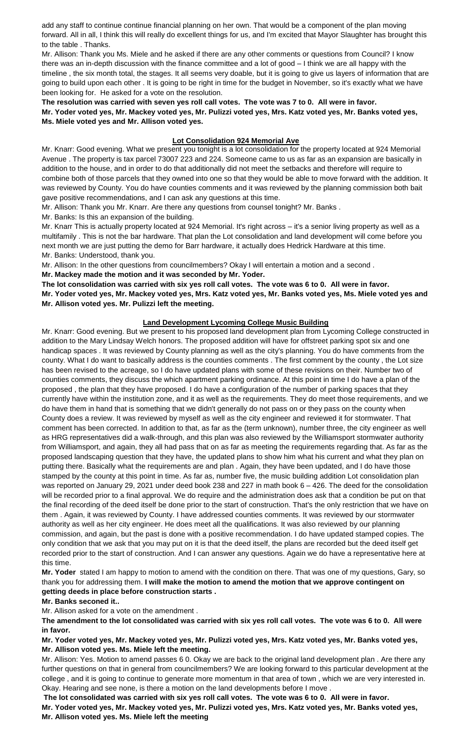add any staff to continue continue financial planning on her own. That would be a component of the plan moving forward. All in all, I think this will really do excellent things for us, and I'm excited that Mayor Slaughter has brought this to the table . Thanks.

Mr. Allison: Thank you Ms. Miele and he asked if there are any other comments or questions from Council? I know there was an in-depth discussion with the finance committee and a lot of good – I think we are all happy with the timeline , the six month total, the stages. It all seems very doable, but it is going to give us layers of information that are going to build upon each other . It is going to be right in time for the budget in November, so it's exactly what we have been looking for. He asked for a vote on the resolution.

**The resolution was carried with seven yes roll call votes. The vote was 7 to 0. All were in favor. Mr. Yoder voted yes, Mr. Mackey voted yes, Mr. Pulizzi voted yes, Mrs. Katz voted yes, Mr. Banks voted yes, Ms. Miele voted yes and Mr. Allison voted yes.**

## Lot Consolidation 924 Memorial Ave

Mr. Knarr: Good evening. What we present you tonight is a lot consolidation for the property located at 924 Memorial Avenue . The property is tax parcel 73007 223 and 224. Someone came to us as far as an expansion are basically in addition to the house, and in order to do that additionally did not meet the setbacks and therefore will require to combine both of those parcels that they owned into one so that they would be able to move forward with the addition. It was reviewed by County. You do have counties comments and it was reviewed by the planning commission both bait gave positive recommendations, and I can ask any questions at this time.

Mr. Allison: Thank you Mr. Knarr. Are there any questions from counsel tonight? Mr. Banks .

Mr. Banks: Is this an expansion of the building.

Mr. Knarr This is actually property located at 924 Memorial. It's right across – it's a senior living property as well as a multifamily . This is not the bar hardware. That plan the Lot consolidation and land development will come before you next month we are just putting the demo for Barr hardware, it actually does Hedrick Hardware at this time.

Mr. Banks: Understood, thank you.

Mr. Allison: In the other questions from councilmembers? Okay I will entertain a motion and a second .

**Mr. Mackey made the motion and it was seconded by Mr. Yoder.**

**The lot consolidation was carried with six yes roll call votes. The vote was 6 to 0. All were in favor. Mr. Yoder voted yes, Mr. Mackey voted yes, Mrs. Katz voted yes, Mr. Banks voted yes, Ms. Miele voted yes and Mr. Allison voted yes. Mr. Pulizzi left the meeting.**

## Land Development Lycoming College Music Building

Mr. Knarr: Good evening. But we present to his proposed land development plan from Lycoming College constructed in addition to the Mary Lindsay Welch honors. The proposed addition will have for offstreet parking spot six and one handicap spaces . It was reviewed by County planning as well as the city's planning. You do have comments from the county. What I do want to basically address is the counties comments . The first comment by the county , the Lot size has been revised to the acreage, so I do have updated plans with some of these revisions on their. Number two of counties comments, they discuss the which apartment parking ordinance. At this point in time I do have a plan of the proposed , the plan that they have proposed. I do have a configuration of the number of parking spaces that they currently have within the institution zone, and it as well as the requirements. They do meet those requirements, and we do have them in hand that is something that we didn't generally do not pass on or they pass on the county when County does a review. It was reviewed by myself as well as the city engineer and reviewed it for stormwater. That comment has been corrected. In addition to that, as far as the (term unknown), number three, the city engineer as well as HRG representatives did a walk-through, and this plan was also reviewed by the Williamsport stormwater authority from Williamsport, and again, they all had pass that on as far as meeting the requirements regarding that. As far as the proposed landscaping question that they have, the updated plans to show him what his current and what they plan on putting there. Basically what the requirements are and plan . Again, they have been updated, and I do have those stamped by the county at this point in time. As far as, number five, the music building addition Lot consolidation plan was reported on January 29, 2021 under deed book 238 and 227 in math book 6 – 426. The deed for the consolidation will be recorded prior to a final approval. We do require and the administration does ask that a condition be put on that the final recording of the deed itself be done prior to the start of construction. That's the only restriction that we have on them . Again, it was reviewed by County. I have addressed counties comments. It was reviewed by our stormwater authority as well as her city engineer. He does meet all the qualifications. It was also reviewed by our planning commission, and again, but the past is done with a positive recommendation. I do have updated stamped copies. The only condition that we ask that you may put on it is that the deed itself, the plans are recorded but the deed itself get recorded prior to the start of construction. And I can answer any questions. Again we do have a representative here at this time.

**Mr. Yoder** stated I am happy to motion to amend with the condition on there. That was one of my questions, Gary, so thank you for addressing them. **I will make the motion to amend the motion that we approve contingent on getting deeds in place before construction starts .**

**Mr. Banks seconed it..**

Mr. Allison asked for a vote on the amendment .

**The amendment to the lot consolidated was carried with six yes roll call votes. The vote was 6 to 0. All were in favor.**

**Mr. Yoder voted yes, Mr. Mackey voted yes, Mr. Pulizzi voted yes, Mrs. Katz voted yes, Mr. Banks voted yes, Mr. Allison voted yes. Ms. Miele left the meeting.**

Mr. Allison: Yes. Motion to amend passes 6 0. Okay we are back to the original land development plan . Are there any further questions on that in general from councilmembers? We are looking forward to this particular development at the college , and it is going to continue to generate more momentum in that area of town , which we are very interested in. Okay. Hearing and see none, is there a motion on the land developments before I move .

**The lot consolidated was carried with six yes roll call votes. The vote was 6 to 0. All were in favor. Mr. Yoder voted yes, Mr. Mackey voted yes, Mr. Pulizzi voted yes, Mrs. Katz voted yes, Mr. Banks voted yes, Mr. Allison voted yes. Ms. Miele left the meeting**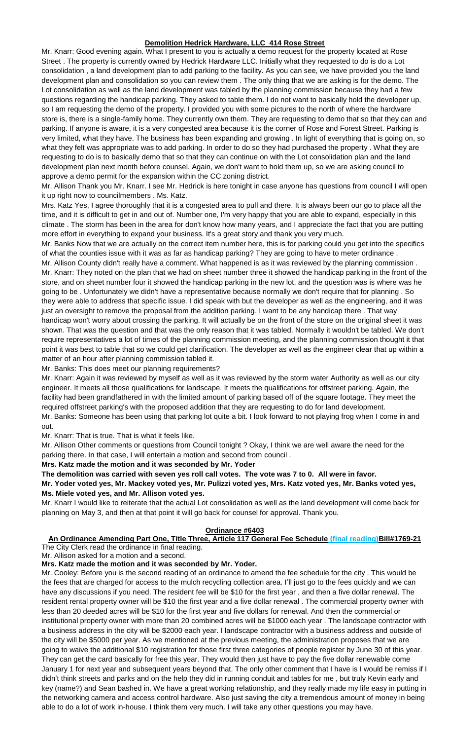## **Demolition Hedrick Hardware, LLC 414 Rose Street**

Mr. Knarr: Good evening again. What I present to you is actually a demo request for the property located at Rose Street . The property is currently owned by Hedrick Hardware LLC. Initially what they requested to do is do a Lot consolidation , a land development plan to add parking to the facility. As you can see, we have provided you the land development plan and consolidation so you can review them . The only thing that we are asking is for the demo. The Lot consolidation as well as the land development was tabled by the planning commission because they had a few questions regarding the handicap parking. They asked to table them. I do not want to basically hold the developer up, so I am requesting the demo of the property. I provided you with some pictures to the north of where the hardware store is, there is a single-family home. They currently own them. They are requesting to demo that so that they can and parking. If anyone is aware, it is a very congested area because it is the corner of Rose and Forest Street. Parking is very limited, what they have. The business has been expanding and growing . In light of everything that is going on, so what they felt was appropriate was to add parking. In order to do so they had purchased the property . What they are requesting to do is to basically demo that so that they can continue on with the Lot consolidation plan and the land development plan next month before counsel. Again, we don't want to hold them up, so we are asking council to approve a demo permit for the expansion within the CC zoning district.

Mr. Allison Thank you Mr. Knarr. I see Mr. Hedrick is here tonight in case anyone has questions from council I will open it up right now to councilmembers . Ms. Katz.

Mrs. Katz Yes, I agree thoroughly that it is a congested area to pull and there. It is always been our go to place all the time, and it is difficult to get in and out of. Number one, I'm very happy that you are able to expand, especially in this climate . The storm has been in the area for don't know how many years, and I appreciate the fact that you are putting more effort in everything to expand your business. It's a great story and thank you very much.

Mr. Banks Now that we are actually on the correct item number here, this is for parking could you get into the specifics of what the counties issue with it was as far as handicap parking? They are going to have to meter ordinance .

Mr. Allison County didn't really have a comment. What happened is as it was reviewed by the planning commission .

Mr. Knarr: They noted on the plan that we had on sheet number three it showed the handicap parking in the front of the store, and on sheet number four it showed the handicap parking in the new lot, and the question was is where was he going to be . Unfortunately we didn't have a representative because normally we don't require that for planning . So they were able to address that specific issue. I did speak with but the developer as well as the engineering, and it was just an oversight to remove the proposal from the addition parking. I want to be any handicap there . That way handicap won't worry about crossing the parking. It will actually be on the front of the store on the original sheet it was shown. That was the question and that was the only reason that it was tabled. Normally it wouldn't be tabled. We don't require representatives a lot of times of the planning commission meeting, and the planning commission thought it that point it was best to table that so we could get clarification. The developer as well as the engineer clear that up within a matter of an hour after planning commission tabled it.

Mr. Banks: This does meet our planning requirements?

Mr. Knarr: Again it was reviewed by myself as well as it was reviewed by the storm water Authority as well as our city engineer. It meets all those qualifications for landscape. It meets the qualifications for offstreet parking. Again, the facility had been grandfathered in with the limited amount of parking based off of the square footage. They meet the required offstreet parking's with the proposed addition that they are requesting to do for land development.

Mr. Banks: Someone has been using that parking lot quite a bit. I look forward to not playing frog when I come in and out.

Mr. Knarr: That is true. That is what it feels like.

Mr. Allison Other comments or questions from Council tonight ? Okay, I think we are well aware the need for the parking there. In that case, I will entertain a motion and second from council .

**Mrs. Katz made the motion and it was seconded by Mr. Yoder**

**The demolition was carried with seven yes roll call votes. The vote was 7 to 0. All were in favor.**

**Mr. Yoder voted yes, Mr. Mackey voted yes, Mr. Pulizzi voted yes, Mrs. Katz voted yes, Mr. Banks voted yes, Ms. Miele voted yes, and Mr. Allison voted yes.**

Mr. Knarr I would like to reiterate that the actual Lot consolidation as well as the land development will come back for planning on May 3, and then at that point it will go back for counsel for approval. Thank you.

## **Ordinance #6403**

**An Ordinance Amending Part One, Title Three, Article 117 General Fee Schedule (final reading) Bill#1769-21**

The City Clerk read the ordinance in final reading.

Mr. Allison asked for a motion and a second.

**Mrs. Katz made the motion and it was seconded by Mr. Yoder.**

Mr. Cooley: Before you is the second reading of an ordinance to amend the fee schedule for the city . This would be the fees that are charged for access to the mulch recycling collection area. I'll just go to the fees quickly and we can have any discussions if you need. The resident fee will be $10 for the first year , and then a five dollar renewal. The resident rental property owner will be $10 the first year and a five dollar renewal . The commercial property owner with less than 20 deeded acres will be $10 for the first year and five dollars for renewal. And then the commercial or institutional property owner with more than 20 combined acres will be $1000 each year . The landscape contractor with a business address in the city will be $2000 each year. I landscape contractor with a business address and outside of the city will be $5000 per year. As we mentioned at the previous meeting, the administration proposes that we are going to waive the additional $10 registration for those first three categories of people register by June 30 of this year. They can get the card basically for free this year. They would then just have to pay the five dollar renewable come January 1 for next year and subsequent years beyond that. The only other comment that I have is I would be remiss if I didn't think streets and parks and on the help they did in running conduit and tables for me , but truly Kevin early and key (name?) and Sean bashed in. We have a great working relationship, and they really made my life easy in putting in the networking camera and access control hardware. Also just saving the city a tremendous amount of money in being able to do a lot of work in-house. I think them very much. I will take any other questions you may have.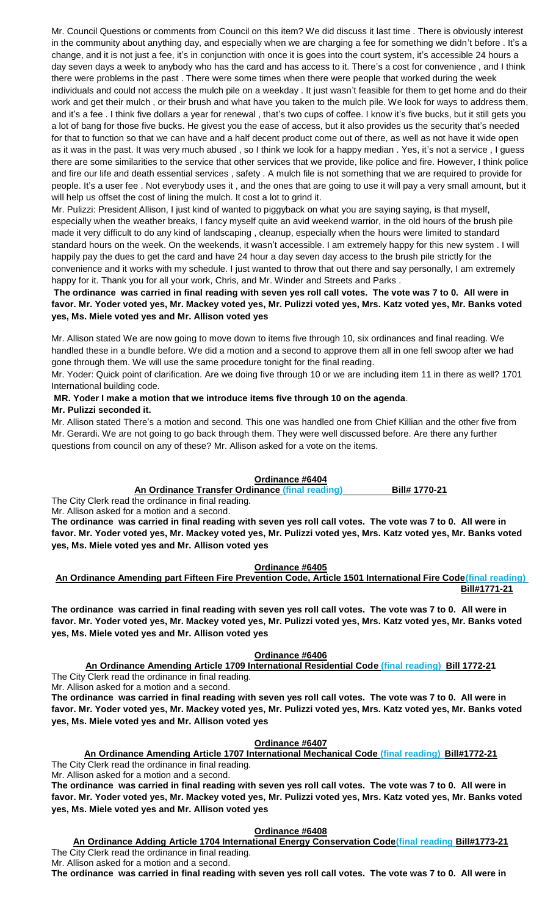Mr. Council Questions or comments from Council on this item? We did discuss it last time . There is obviously interest in the community about anything day, and especially when we are charging a fee for something we didn't before . It's a change, and it is not just a fee, it's in conjunction with once it is goes into the court system, it's accessible 24 hours a day seven days a week to anybody who has the card and has access to it. There's a cost for convenience , and I think there were problems in the past . There were some times when there were people that worked during the week individuals and could not access the mulch pile on a weekday . It just wasn't feasible for them to get home and do their work and get their mulch , or their brush and what have you taken to the mulch pile. We look for ways to address them, and it's a fee . I think five dollars a year for renewal , that's two cups of coffee. I know it's five bucks, but it still gets you a lot of bang for those five bucks. He givest you the ease of access, but it also provides us the security that's needed for that to function so that we can have and a half decent product come out of there, as well as not have it wide open as it was in the past. It was very much abused , so I think we look for a happy median . Yes, it's not a service , I guess there are some similarities to the service that other services that we provide, like police and fire. However, I think police and fire our life and death essential services , safety . A mulch file is not something that we are required to provide for people. It's a user fee . Not everybody uses it , and the ones that are going to use it will pay a very small amount, but it will help us offset the cost of lining the mulch. It cost a lot to grind it.

Mr. Pulizzi: President Allison, I just kind of wanted to piggyback on what you are saying saying, is that myself, especially when the weather breaks, I fancy myself quite an avid weekend warrior, in the old hours of the brush pile made it very difficult to do any kind of landscaping , cleanup, especially when the hours were limited to standard standard hours on the week. On the weekends, it wasn't accessible. I am extremely happy for this new system . I will happily pay the dues to get the card and have 24 hour a day seven day access to the brush pile strictly for the convenience and it works with my schedule. I just wanted to throw that out there and say personally, I am extremely happy for it. Thank you for all your work, Chris, and Mr. Winder and Streets and Parks .

**The ordinance was carried in final reading with seven yes roll call votes. The vote was 7 to 0. All were in favor. Mr. Yoder voted yes, Mr. Mackey voted yes, Mr. Pulizzi voted yes, Mrs. Katz voted yes, Mr. Banks voted yes, Ms. Miele voted yes and Mr. Allison voted yes**

Mr. Allison stated We are now going to move down to items five through 10, six ordinances and final reading. We handled these in a bundle before. We did a motion and a second to approve them all in one fell swoop after we had gone through them. We will use the same procedure tonight for the final reading.

Mr. Yoder: Quick point of clarification. Are we doing five through 10 or we are including item 11 in there as well? 1701 International building code.

**MR. Yoder I make a motion that we introduce items five through 10 on the agenda**.

**Mr. Pulizzi seconded it.**

Mr. Allison stated There's a motion and second. This one was handled one from Chief Killian and the other five from Mr. Gerardi. We are not going to go back through them. They were well discussed before. Are there any further questions from council on any of these? Mr. Allison asked for a vote on the items.

**Ordinance #6404**

**An Ordinance Transfer Ordinance (final reading) Bill# 1770-21**

The City Clerk read the ordinance in final reading.

Mr. Allison asked for a motion and a second.

**The ordinance was carried in final reading with seven yes roll call votes. The vote was 7 to 0. All were in favor. Mr. Yoder voted yes, Mr. Mackey voted yes, Mr. Pulizzi voted yes, Mrs. Katz voted yes, Mr. Banks voted yes, Ms. Miele voted yes and Mr. Allison voted yes**

**Ordinance #6405**

**An Ordinance Amending part Fifteen Fire Prevention Code, Article 1501 International Fire Code(final reading) Bill#1771-21**

**The ordinance was carried in final reading with seven yes roll call votes. The vote was 7 to 0. All were in favor. Mr. Yoder voted yes, Mr. Mackey voted yes, Mr. Pulizzi voted yes, Mrs. Katz voted yes, Mr. Banks voted yes, Ms. Miele voted yes and Mr. Allison voted yes**

**Ordinance #6406**

**An Ordinance Amending Article 1709 International Residential Code (final reading) Bill 1772-21**

The City Clerk read the ordinance in final reading.

Mr. Allison asked for a motion and a second.

**The ordinance was carried in final reading with seven yes roll call votes. The vote was 7 to 0. All were in favor. Mr. Yoder voted yes, Mr. Mackey voted yes, Mr. Pulizzi voted yes, Mrs. Katz voted yes, Mr. Banks voted yes, Ms. Miele voted yes and Mr. Allison voted yes**

**Ordinance #6407**

**An Ordinance Amending Article 1707 International Mechanical Code (final reading) Bill#1772-21**

The City Clerk read the ordinance in final reading.

Mr. Allison asked for a motion and a second.

**The ordinance was carried in final reading with seven yes roll call votes. The vote was 7 to 0. All were in favor. Mr. Yoder voted yes, Mr. Mackey voted yes, Mr. Pulizzi voted yes, Mrs. Katz voted yes, Mr. Banks voted yes, Ms. Miele voted yes and Mr. Allison voted yes**

**Ordinance #6408**

**An Ordinance Adding Article 1704 International Energy Conservation Code(final reading Bill#1773-21**

The City Clerk read the ordinance in final reading.

Mr. Allison asked for a motion and a second.

**The ordinance was carried in final reading with seven yes roll call votes. The vote was 7 to 0. All were in**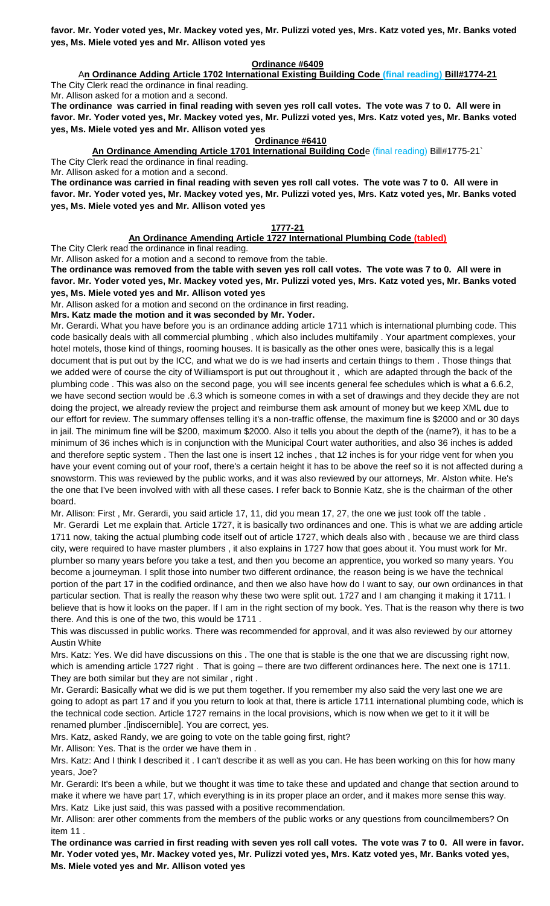**favor. Mr. Yoder voted yes, Mr. Mackey voted yes, Mr. Pulizzi voted yes, Mrs. Katz voted yes, Mr. Banks voted yes, Ms. Miele voted yes and Mr. Allison voted yes**

**Ordinance #6409**

**An Ordinance Adding Article 1702 International Existing Building Code (final reading) Bill#1774-21**

The City Clerk read the ordinance in final reading.

Mr. Allison asked for a motion and a second.

**The ordinance was carried in final reading with seven yes roll call votes. The vote was 7 to 0. All were in favor. Mr. Yoder voted yes, Mr. Mackey voted yes, Mr. Pulizzi voted yes, Mrs. Katz voted yes, Mr. Banks voted yes, Ms. Miele voted yes and Mr. Allison voted yes**

**Ordinance #6410**

**An Ordinance Amending Article 1701 International Building Cod**e (final reading) Bill#1775-21`

The City Clerk read the ordinance in final reading.

Mr. Allison asked for a motion and a second.

**The ordinance was carried in final reading with seven yes roll call votes. The vote was 7 to 0. All were in favor. Mr. Yoder voted yes, Mr. Mackey voted yes, Mr. Pulizzi voted yes, Mrs. Katz voted yes, Mr. Banks voted yes, Ms. Miele voted yes and Mr. Allison voted yes**

**1777-21**

**An Ordinance Amending Article 1727 International Plumbing Code (tabled)**

The City Clerk read the ordinance in final reading.

Mr. Allison asked for a motion and a second to remove from the table.

**The ordinance was removed from the table with seven yes roll call votes. The vote was 7 to 0. All were in favor. Mr. Yoder voted yes, Mr. Mackey voted yes, Mr. Pulizzi voted yes, Mrs. Katz voted yes, Mr. Banks voted yes, Ms. Miele voted yes and Mr. Allison voted yes**

Mr. Allison asked for a motion and second on the ordinance in first reading.

**Mrs. Katz made the motion and it was seconded by Mr. Yoder.**

Mr. Gerardi. What you have before you is an ordinance adding article 1711 which is international plumbing code. This code basically deals with all commercial plumbing , which also includes multifamily . Your apartment complexes, your hotel motels, those kind of things, rooming houses. It is basically as the other ones were, basically this is a legal document that is put out by the ICC, and what we do is we had inserts and certain things to them . Those things that we added were of course the city of Williamsport is put out throughout it , which are adapted through the back of the plumbing code . This was also on the second page, you will see incents general fee schedules which is what a 6.6.2, we have second section would be .6.3 which is someone comes in with a set of drawings and they decide they are not doing the project, we already review the project and reimburse them ask amount of money but we keep XML due to our effort for review. The summary offenses telling it's a non-traffic offense, the maximum fine is $2000 and or 30 days in jail. The minimum fine will be $200, maximum $2000. Also it tells you about the depth of the (name?), it has to be a minimum of 36 inches which is in conjunction with the Municipal Court water authorities, and also 36 inches is added and therefore septic system . Then the last one is insert 12 inches , that 12 inches is for your ridge vent for when you have your event coming out of your roof, there's a certain height it has to be above the reef so it is not affected during a snowstorm. This was reviewed by the public works, and it was also reviewed by our attorneys, Mr. Alston white. He's the one that I've been involved with with all these cases. I refer back to Bonnie Katz, she is the chairman of the other board.

Mr. Allison: First , Mr. Gerardi, you said article 17, 11, did you mean 17, 27, the one we just took off the table .

Mr. Gerardi Let me explain that. Article 1727, it is basically two ordinances and one. This is what we are adding article 1711 now, taking the actual plumbing code itself out of article 1727, which deals also with , because we are third class city, were required to have master plumbers , it also explains in 1727 how that goes about it. You must work for Mr. plumber so many years before you take a test, and then you become an apprentice, you worked so many years. You become a journeyman. I split those into number two different ordinance, the reason being is we have the technical portion of the part 17 in the codified ordinance, and then we also have how do I want to say, our own ordinances in that particular section. That is really the reason why these two were split out. 1727 and I am changing it making it 1711. I believe that is how it looks on the paper. If I am in the right section of my book. Yes. That is the reason why there is two there. And this is one of the two, this would be 1711 .

This was discussed in public works. There was recommended for approval, and it was also reviewed by our attorney Austin White

Mrs. Katz: Yes. We did have discussions on this . The one that is stable is the one that we are discussing right now, which is amending article 1727 right . That is going – there are two different ordinances here. The next one is 1711. They are both similar but they are not similar , right .

Mr. Gerardi: Basically what we did is we put them together. If you remember my also said the very last one we are going to adopt as part 17 and if you you return to look at that, there is article 1711 international plumbing code, which is the technical code section. Article 1727 remains in the local provisions, which is now when we get to it it will be renamed plumber .[indiscernible]. You are correct, yes.

Mrs. Katz, asked Randy, we are going to vote on the table going first, right?

Mr. Allison: Yes. That is the order we have them in .

Mrs. Katz: And I think I described it . I can't describe it as well as you can. He has been working on this for how many years, Joe?

Mr. Gerardi: It's been a while, but we thought it was time to take these and updated and change that section around to make it where we have part 17, which everything is in its proper place an order, and it makes more sense this way.

Mrs. Katz Like just said, this was passed with a positive recommendation.

Mr. Allison: arer other comments from the members of the public works or any questions from councilmembers? On item 11 .

**The ordinance was carried in first reading with seven yes roll call votes. The vote was 7 to 0. All were in favor. Mr. Yoder voted yes, Mr. Mackey voted yes, Mr. Pulizzi voted yes, Mrs. Katz voted yes, Mr. Banks voted yes, Ms. Miele voted yes and Mr. Allison voted yes**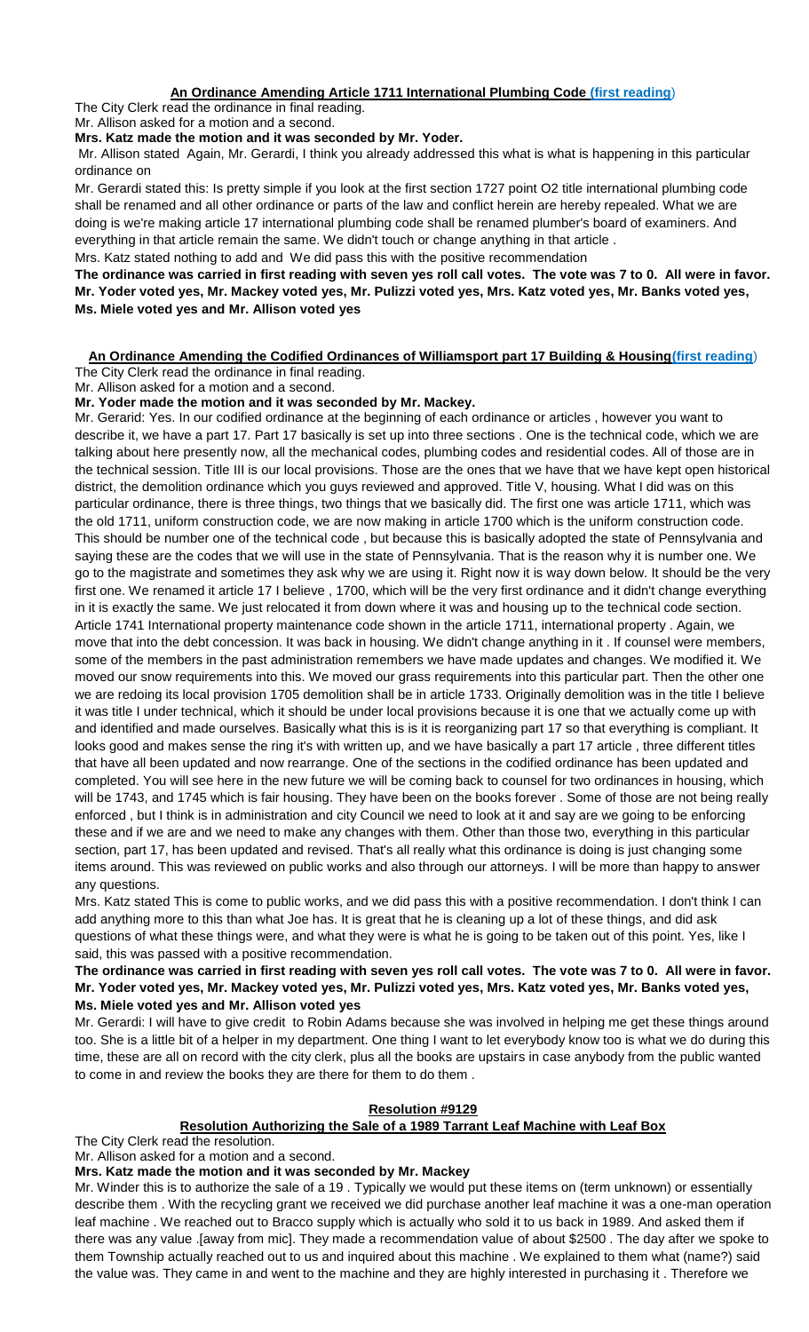**An Ordinance Amending Article 1711 International Plumbing Code (first reading)**

The City Clerk read the ordinance in final reading.

Mr. Allison asked for a motion and a second.

**Mrs. Katz made the motion and it was seconded by Mr. Yoder.**

Mr. Allison stated Again, Mr. Gerardi, I think you already addressed this what is what is happening in this particular ordinance on

Mr. Gerardi stated this: Is pretty simple if you look at the first section 1727 point O2 title international plumbing code shall be renamed and all other ordinance or parts of the law and conflict herein are hereby repealed. What we are doing is we're making article 17 international plumbing code shall be renamed plumber's board of examiners. And everything in that article remain the same. We didn't touch or change anything in that article .

Mrs. Katz stated nothing to add and We did pass this with the positive recommendation

**The ordinance was carried in first reading with seven yes roll call votes. The vote was 7 to 0. All were in favor. Mr. Yoder voted yes, Mr. Mackey voted yes, Mr. Pulizzi voted yes, Mrs. Katz voted yes, Mr. Banks voted yes, Ms. Miele voted yes and Mr. Allison voted yes**

**An Ordinance Amending the Codified Ordinances of Williamsport part 17 Building & Housing(first reading)**

The City Clerk read the ordinance in final reading.

Mr. Allison asked for a motion and a second.

**Mr. Yoder made the motion and it was seconded by Mr. Mackey.**

Mr. Gerarid: Yes. In our codified ordinance at the beginning of each ordinance or articles , however you want to describe it, we have a part 17. Part 17 basically is set up into three sections . One is the technical code, which we are talking about here presently now, all the mechanical codes, plumbing codes and residential codes. All of those are in the technical session. Title III is our local provisions. Those are the ones that we have that we have kept open historical district, the demolition ordinance which you guys reviewed and approved. Title V, housing. What I did was on this particular ordinance, there is three things, two things that we basically did. The first one was article 1711, which was the old 1711, uniform construction code, we are now making in article 1700 which is the uniform construction code. This should be number one of the technical code , but because this is basically adopted the state of Pennsylvania and saying these are the codes that we will use in the state of Pennsylvania. That is the reason why it is number one. We go to the magistrate and sometimes they ask why we are using it. Right now it is way down below. It should be the very first one. We renamed it article 17 I believe , 1700, which will be the very first ordinance and it didn't change everything in it is exactly the same. We just relocated it from down where it was and housing up to the technical code section. Article 1741 International property maintenance code shown in the article 1711, international property . Again, we move that into the debt concession. It was back in housing. We didn't change anything in it . If counsel were members, some of the members in the past administration remembers we have made updates and changes. We modified it. We moved our snow requirements into this. We moved our grass requirements into this particular part. Then the other one we are redoing its local provision 1705 demolition shall be in article 1733. Originally demolition was in the title I believe it was title I under technical, which it should be under local provisions because it is one that we actually come up with and identified and made ourselves. Basically what this is is it is reorganizing part 17 so that everything is compliant. It looks good and makes sense the ring it's with written up, and we have basically a part 17 article , three different titles that have all been updated and now rearrange. One of the sections in the codified ordinance has been updated and completed. You will see here in the near future we will be coming back to counsel for two ordinances in housing, which will be 1743, and 1745 which is fair housing. They have been on the books forever . Some of those are not being really enforced , but I think is in administration and city Council we need to look at it and say are we going to be enforcing these and if we are and we need to make any changes with them. Other than those two, everything in this particular section, part 17, has been updated and revised. That's all really what this ordinance is doing is just changing some items around. This was reviewed on public works and also through our attorneys. I will be more than happy to answer any questions.

Mrs. Katz stated This is come to public works, and we did pass this with a positive recommendation. I don't think I can add anything more to this than what Joe has. It is great that he is cleaning up a lot of these things, and did ask questions of what these things were, and what they were is what he is going to be taken out of this point. Yes, like I said, this was passed with a positive recommendation.

**The ordinance was carried in first reading with seven yes roll call votes. The vote was 7 to 0. All were in favor. Mr. Yoder voted yes, Mr. Mackey voted yes, Mr. Pulizzi voted yes, Mrs. Katz voted yes, Mr. Banks voted yes, Ms. Miele voted yes and Mr. Allison voted yes**

Mr. Gerardi: I will have to give credit to Robin Adams because she was involved in helping me get these things around too. She is a little bit of a helper in my department. One thing I want to let everybody know too is what we do during this time, these are all on record with the city clerk, plus all the books are upstairs in case anybody from the public wanted to come in and review the books they are there for them to do them .

**Resolution #9129**

**Resolution Authorizing the Sale of a 1989 Tarrant Leaf Machine with Leaf Box**

The City Clerk read the resolution.

Mr. Allison asked for a motion and a second.

**Mrs. Katz made the motion and it was seconded by Mr. Mackey**

Mr. Winder this is to authorize the sale of a 19 . Typically we would put these items on (term unknown) or essentially describe them . With the recycling grant we received we did purchase another leaf machine it was a one-man operation leaf machine . We reached out to Bracco supply which is actually who sold it to us back in 1989. And asked them if there was any value .[away from mic]. They made a recommendation value of about $2500 . The day after we spoke to them Township actually reached out to us and inquired about this machine . We explained to them what (name?) said the value was. They came in and went to the machine and they are highly interested in purchasing it . Therefore we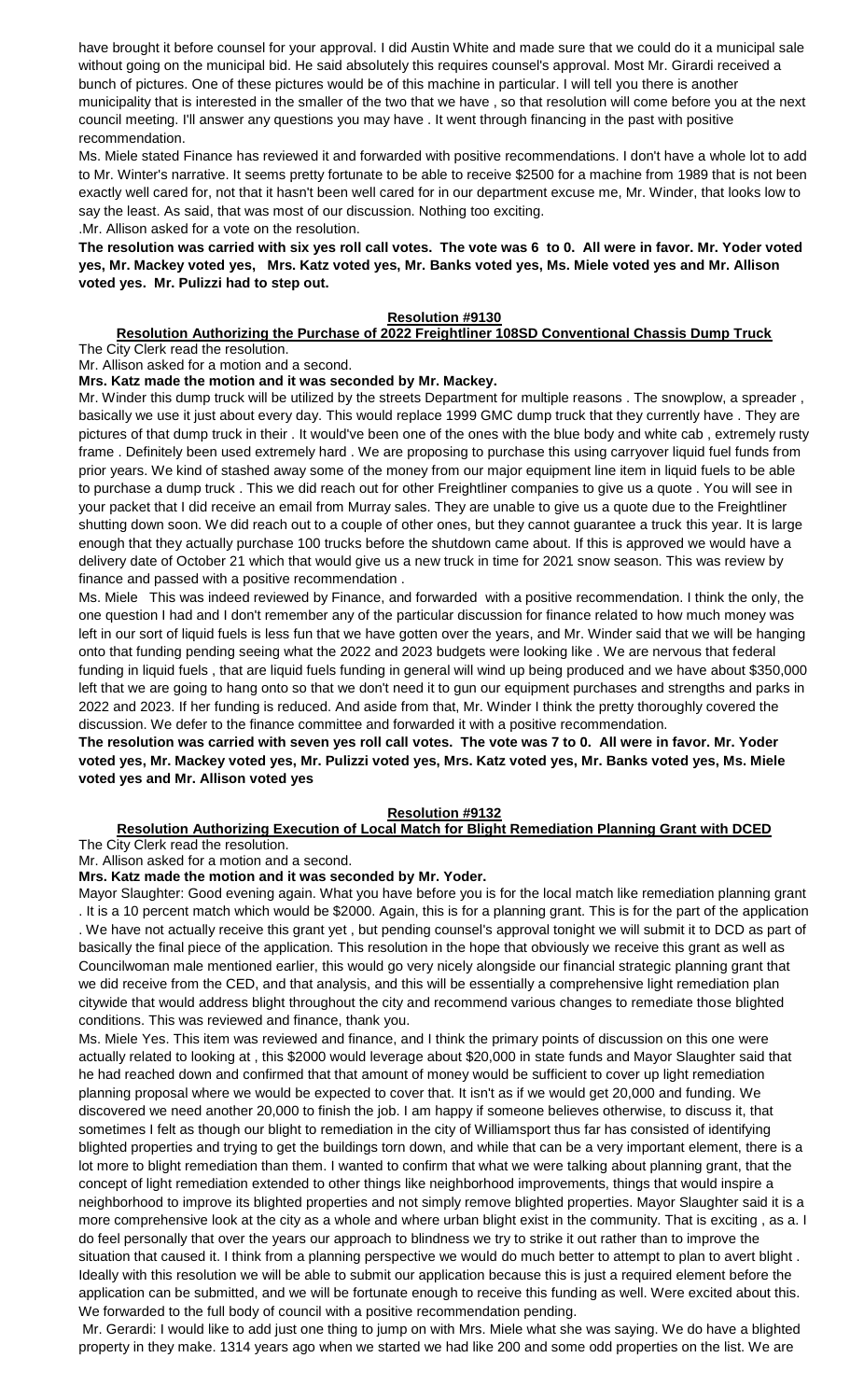have brought it before counsel for your approval. I did Austin White and made sure that we could do it a municipal sale without going on the municipal bid. He said absolutely this requires counsel's approval. Most Mr. Girardi received a bunch of pictures. One of these pictures would be of this machine in particular. I will tell you there is another municipality that is interested in the smaller of the two that we have , so that resolution will come before you at the next council meeting. I'll answer any questions you may have . It went through financing in the past with positive recommendation.

Ms. Miele stated Finance has reviewed it and forwarded with positive recommendations. I don't have a whole lot to add to Mr. Winter's narrative. It seems pretty fortunate to be able to receive $2500 for a machine from 1989 that is not been exactly well cared for, not that it hasn't been well cared for in our department excuse me, Mr. Winder, that looks low to say the least. As said, that was most of our discussion. Nothing too exciting.

.Mr. Allison asked for a vote on the resolution.

**The resolution was carried with six yes roll call votes. The vote was 6 to 0. All were in favor. Mr. Yoder voted yes, Mr. Mackey voted yes, Mrs. Katz voted yes, Mr. Banks voted yes, Ms. Miele voted yes and Mr. Allison voted yes. Mr. Pulizzi had to step out.**

## Resolution #9130

### Resolution Authorizing the Purchase of 2022 Freightliner 108SD Conventional Chassis Dump Truck

The City Clerk read the resolution.

Mr. Allison asked for a motion and a second.

**Mrs. Katz made the motion and it was seconded by Mr. Mackey.**

Mr. Winder this dump truck will be utilized by the streets Department for multiple reasons . The snowplow, a spreader , basically we use it just about every day. This would replace 1999 GMC dump truck that they currently have . They are pictures of that dump truck in their . It would've been one of the ones with the blue body and white cab , extremely rusty frame . Definitely been used extremely hard . We are proposing to purchase this using carryover liquid fuel funds from prior years. We kind of stashed away some of the money from our major equipment line item in liquid fuels to be able to purchase a dump truck . This we did reach out for other Freightliner companies to give us a quote . You will see in your packet that I did receive an email from Murray sales. They are unable to give us a quote due to the Freightliner shutting down soon. We did reach out to a couple of other ones, but they cannot guarantee a truck this year. It is large enough that they actually purchase 100 trucks before the shutdown came about. If this is approved we would have a delivery date of October 21 which that would give us a new truck in time for 2021 snow season. This was review by finance and passed with a positive recommendation .

Ms. Miele This was indeed reviewed by Finance, and forwarded with a positive recommendation. I think the only, the one question I had and I don't remember any of the particular discussion for finance related to how much money was left in our sort of liquid fuels is less fun that we have gotten over the years, and Mr. Winder said that we will be hanging onto that funding pending seeing what the 2022 and 2023 budgets were looking like . We are nervous that federal funding in liquid fuels , that are liquid fuels funding in general will wind up being produced and we have about $350,000 left that we are going to hang onto so that we don't need it to gun our equipment purchases and strengths and parks in 2022 and 2023. If her funding is reduced. And aside from that, Mr. Winder I think the pretty thoroughly covered the discussion. We defer to the finance committee and forwarded it with a positive recommendation.

**The resolution was carried with seven yes roll call votes. The vote was 7 to 0. All were in favor. Mr. Yoder voted yes, Mr. Mackey voted yes, Mr. Pulizzi voted yes, Mrs. Katz voted yes, Mr. Banks voted yes, Ms. Miele voted yes and Mr. Allison voted yes**

## Resolution #9132

### Resolution Authorizing Execution of Local Match for Blight Remediation Planning Grant with DCED

The City Clerk read the resolution.

Mr. Allison asked for a motion and a second.

**Mrs. Katz made the motion and it was seconded by Mr. Yoder.**

Mayor Slaughter: Good evening again. What you have before you is for the local match like remediation planning grant . It is a 10 percent match which would be $2000. Again, this is for a planning grant. This is for the part of the application . We have not actually receive this grant yet , but pending counsel's approval tonight we will submit it to DCD as part of basically the final piece of the application. This resolution in the hope that obviously we receive this grant as well as Councilwoman male mentioned earlier, this would go very nicely alongside our financial strategic planning grant that we did receive from the CED, and that analysis, and this will be essentially a comprehensive light remediation plan citywide that would address blight throughout the city and recommend various changes to remediate those blighted conditions. This was reviewed and finance, thank you.

Ms. Miele Yes. This item was reviewed and finance, and I think the primary points of discussion on this one were actually related to looking at , this $2000 would leverage about $20,000 in state funds and Mayor Slaughter said that he had reached down and confirmed that that amount of money would be sufficient to cover up light remediation planning proposal where we would be expected to cover that. It isn't as if we would get 20,000 and funding. We discovered we need another 20,000 to finish the job. I am happy if someone believes otherwise, to discuss it, that sometimes I felt as though our blight to remediation in the city of Williamsport thus far has consisted of identifying blighted properties and trying to get the buildings torn down, and while that can be a very important element, there is a lot more to blight remediation than them. I wanted to confirm that what we were talking about planning grant, that the concept of light remediation extended to other things like neighborhood improvements, things that would inspire a neighborhood to improve its blighted properties and not simply remove blighted properties. Mayor Slaughter said it is a more comprehensive look at the city as a whole and where urban blight exist in the community. That is exciting , as a. I do feel personally that over the years our approach to blindness we try to strike it out rather than to improve the situation that caused it. I think from a planning perspective we would do much better to attempt to plan to avert blight . Ideally with this resolution we will be able to submit our application because this is just a required element before the application can be submitted, and we will be fortunate enough to receive this funding as well. Were excited about this. We forwarded to the full body of council with a positive recommendation pending.

Mr. Gerardi: I would like to add just one thing to jump on with Mrs. Miele what she was saying. We do have a blighted property in they make. 1314 years ago when we started we had like 200 and some odd properties on the list. We are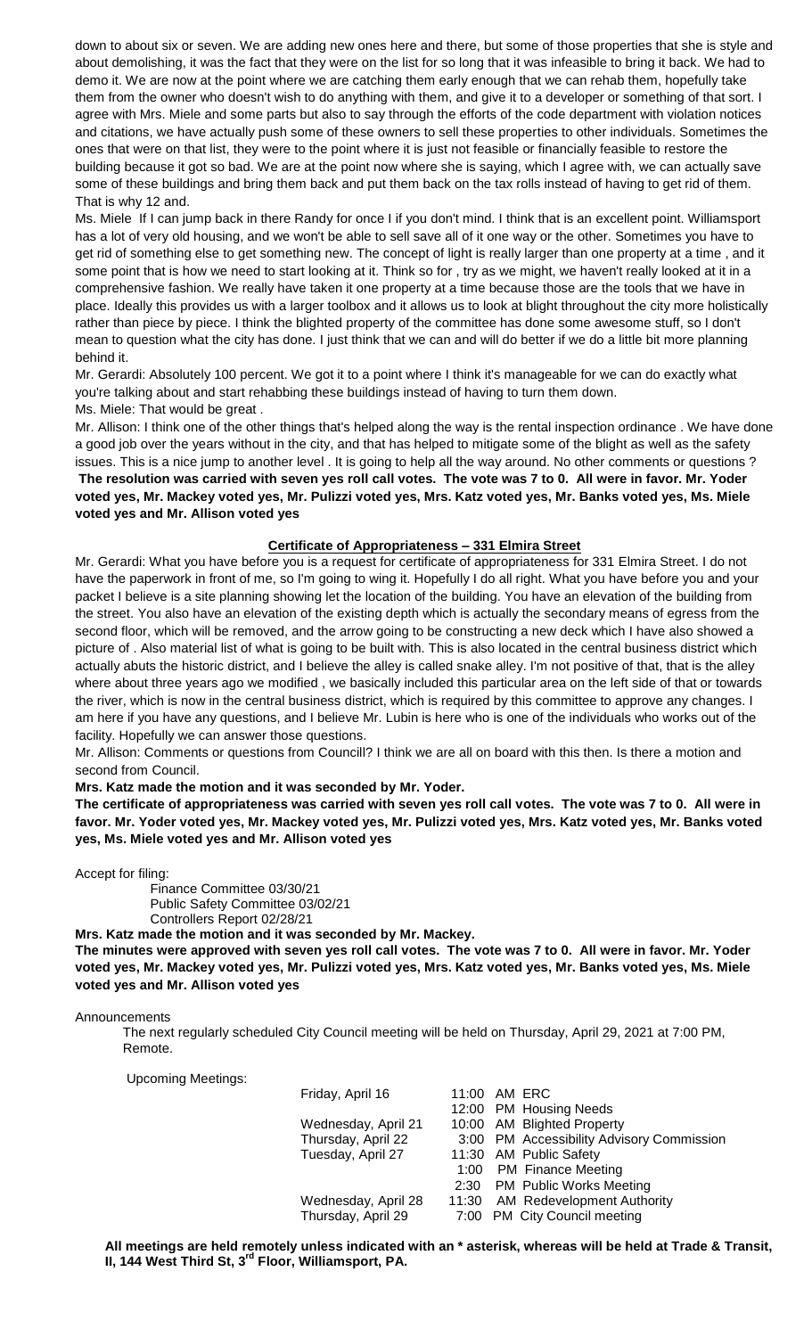down to about six or seven. We are adding new ones here and there, but some of those properties that she is style and about demolishing, it was the fact that they were on the list for so long that it was infeasible to bring it back. We had to demo it. We are now at the point where we are catching them early enough that we can rehab them, hopefully take them from the owner who doesn't wish to do anything with them, and give it to a developer or something of that sort. I agree with Mrs. Miele and some parts but also to say through the efforts of the code department with violation notices and citations, we have actually push some of these owners to sell these properties to other individuals. Sometimes the ones that were on that list, they were to the point where it is just not feasible or financially feasible to restore the building because it got so bad. We are at the point now where she is saying, which I agree with, we can actually save some of these buildings and bring them back and put them back on the tax rolls instead of having to get rid of them. That is why 12 and.

Ms. Miele If I can jump back in there Randy for once I if you don't mind. I think that is an excellent point. Williamsport has a lot of very old housing, and we won't be able to sell save all of it one way or the other. Sometimes you have to get rid of something else to get something new. The concept of light is really larger than one property at a time , and it some point that is how we need to start looking at it. Think so for , try as we might, we haven't really looked at it in a comprehensive fashion. We really have taken it one property at a time because those are the tools that we have in place. Ideally this provides us with a larger toolbox and it allows us to look at blight throughout the city more holistically rather than piece by piece. I think the blighted property of the committee has done some awesome stuff, so I don't mean to question what the city has done. I just think that we can and will do better if we do a little bit more planning behind it.

Mr. Gerardi: Absolutely 100 percent. We got it to a point where I think it's manageable for we can do exactly what you're talking about and start rehabbing these buildings instead of having to turn them down.

Ms. Miele: That would be great .

Mr. Allison: I think one of the other things that's helped along the way is the rental inspection ordinance . We have done a good job over the years without in the city, and that has helped to mitigate some of the blight as well as the safety issues. This is a nice jump to another level . It is going to help all the way around. No other comments or questions ?

**The resolution was carried with seven yes roll call votes. The vote was 7 to 0. All were in favor. Mr. Yoder voted yes, Mr. Mackey voted yes, Mr. Pulizzi voted yes, Mrs. Katz voted yes, Mr. Banks voted yes, Ms. Miele voted yes and Mr. Allison voted yes**

## Certificate of Appropriateness – 331 Elmira Street

Mr. Gerardi: What you have before you is a request for certificate of appropriateness for 331 Elmira Street. I do not have the paperwork in front of me, so I'm going to wing it. Hopefully I do all right. What you have before you and your packet I believe is a site planning showing let the location of the building. You have an elevation of the building from the street. You also have an elevation of the existing depth which is actually the secondary means of egress from the second floor, which will be removed, and the arrow going to be constructing a new deck which I have also showed a picture of . Also material list of what is going to be built with. This is also located in the central business district which actually abuts the historic district, and I believe the alley is called snake alley. I'm not positive of that, that is the alley where about three years ago we modified , we basically included this particular area on the left side of that or towards the river, which is now in the central business district, which is required by this committee to approve any changes. I am here if you have any questions, and I believe Mr. Lubin is here who is one of the individuals who works out of the facility. Hopefully we can answer those questions.

Mr. Allison: Comments or questions from Councill? I think we are all on board with this then. Is there a motion and second from Council.

**Mrs. Katz made the motion and it was seconded by Mr. Yoder.**

**The certificate of appropriateness was carried with seven yes roll call votes. The vote was 7 to 0. All were in favor. Mr. Yoder voted yes, Mr. Mackey voted yes, Mr. Pulizzi voted yes, Mrs. Katz voted yes, Mr. Banks voted yes, Ms. Miele voted yes and Mr. Allison voted yes**

Accept for filing:

Finance Committee 03/30/21
Public Safety Committee 03/02/21
Controllers Report 02/28/21

**Mrs. Katz made the motion and it was seconded by Mr. Mackey.**

**The minutes were approved with seven yes roll call votes. The vote was 7 to 0. All were in favor. Mr. Yoder voted yes, Mr. Mackey voted yes, Mr. Pulizzi voted yes, Mrs. Katz voted yes, Mr. Banks voted yes, Ms. Miele voted yes and Mr. Allison voted yes**

Announcements

The next regularly scheduled City Council meeting will be held on Thursday, April 29, 2021 at 7:00 PM, Remote.

Upcoming Meetings:

| | | |
|---|---|---|
| Friday, April 16 | 11:00 AM | ERC |
| | 12:00 PM | Housing Needs |
| Wednesday, April 21 | 10:00 AM | Blighted Property |
| Thursday, April 22 | 3:00 PM | Accessibility Advisory Commission |
| Tuesday, April 27 | 11:30 AM | Public Safety |
| | 1:00 PM | Finance Meeting |
| | 2:30 PM | Public Works Meeting |
| Wednesday, April 28 | 11:30 AM | Redevelopment Authority |
| Thursday, April 29 | 7:00 PM | City Council meeting |

**All meetings are held remotely unless indicated with an * asterisk, whereas will be held at Trade & Transit, II, 144 West Third St, 3rd Floor, Williamsport, PA.**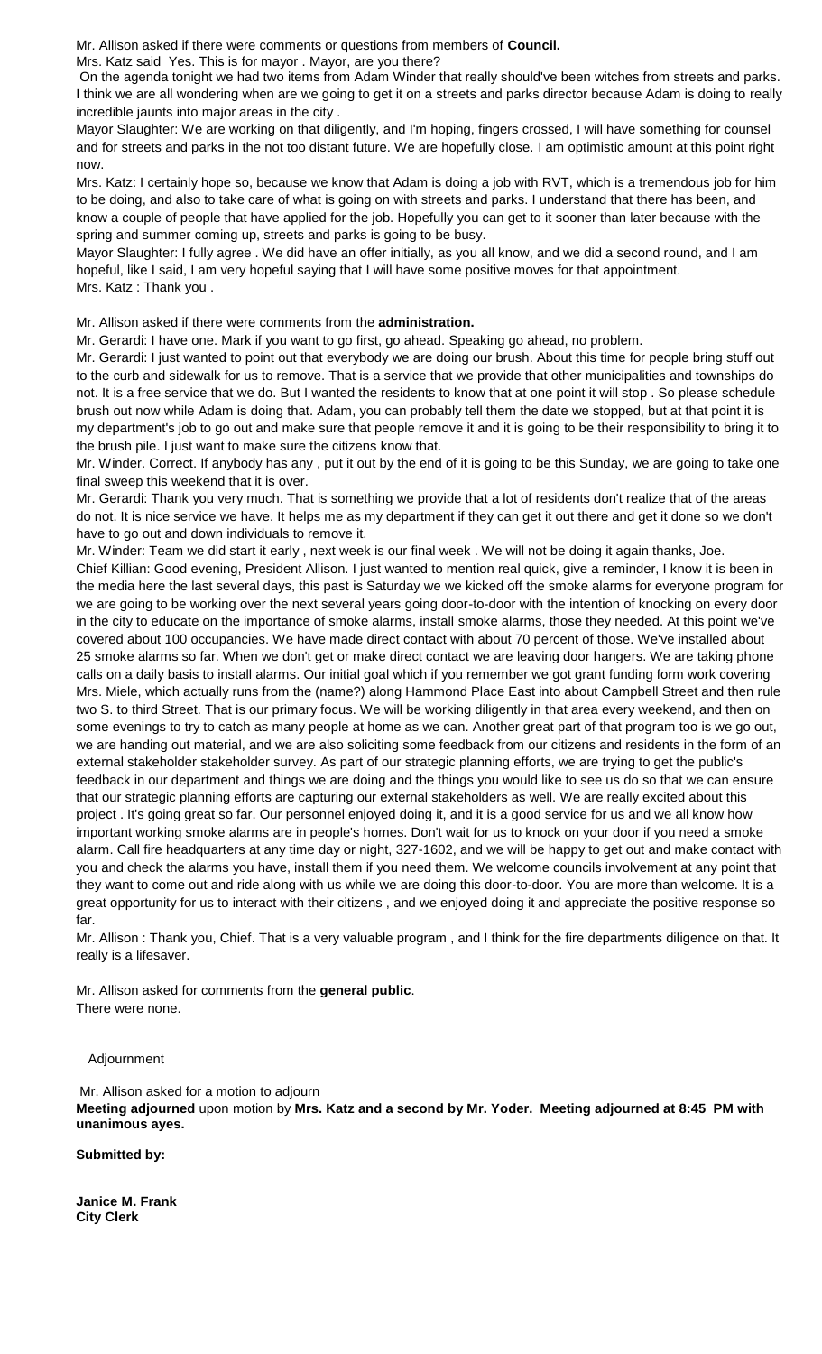Mr. Allison asked if there were comments or questions from members of **Council.**

Mrs. Katz said Yes. This is for mayor . Mayor, are you there?

On the agenda tonight we had two items from Adam Winder that really should've been witches from streets and parks. I think we are all wondering when are we going to get it on a streets and parks director because Adam is doing to really incredible jaunts into major areas in the city .

Mayor Slaughter: We are working on that diligently, and I'm hoping, fingers crossed, I will have something for counsel and for streets and parks in the not too distant future. We are hopefully close. I am optimistic amount at this point right now.

Mrs. Katz: I certainly hope so, because we know that Adam is doing a job with RVT, which is a tremendous job for him to be doing, and also to take care of what is going on with streets and parks. I understand that there has been, and know a couple of people that have applied for the job. Hopefully you can get to it sooner than later because with the spring and summer coming up, streets and parks is going to be busy.

Mayor Slaughter: I fully agree . We did have an offer initially, as you all know, and we did a second round, and I am hopeful, like I said, I am very hopeful saying that I will have some positive moves for that appointment.

Mrs. Katz : Thank you .

Mr. Allison asked if there were comments from the **administration.**

Mr. Gerardi: I have one. Mark if you want to go first, go ahead. Speaking go ahead, no problem.

Mr. Gerardi: I just wanted to point out that everybody we are doing our brush. About this time for people bring stuff out to the curb and sidewalk for us to remove. That is a service that we provide that other municipalities and townships do not. It is a free service that we do. But I wanted the residents to know that at one point it will stop . So please schedule brush out now while Adam is doing that. Adam, you can probably tell them the date we stopped, but at that point it is my department's job to go out and make sure that people remove it and it is going to be their responsibility to bring it to the brush pile. I just want to make sure the citizens know that.

Mr. Winder. Correct. If anybody has any , put it out by the end of it is going to be this Sunday, we are going to take one final sweep this weekend that it is over.

Mr. Gerardi: Thank you very much. That is something we provide that a lot of residents don't realize that of the areas do not. It is nice service we have. It helps me as my department if they can get it out there and get it done so we don't have to go out and down individuals to remove it.

Mr. Winder: Team we did start it early , next week is our final week . We will not be doing it again thanks, Joe.

Chief Killian: Good evening, President Allison. I just wanted to mention real quick, give a reminder, I know it is been in the media here the last several days, this past is Saturday we we kicked off the smoke alarms for everyone program for we are going to be working over the next several years going door-to-door with the intention of knocking on every door in the city to educate on the importance of smoke alarms, install smoke alarms, those they needed. At this point we've covered about 100 occupancies. We have made direct contact with about 70 percent of those. We've installed about 25 smoke alarms so far. When we don't get or make direct contact we are leaving door hangers. We are taking phone calls on a daily basis to install alarms. Our initial goal which if you remember we got grant funding form work covering Mrs. Miele, which actually runs from the (name?) along Hammond Place East into about Campbell Street and then rule two S. to third Street. That is our primary focus. We will be working diligently in that area every weekend, and then on some evenings to try to catch as many people at home as we can. Another great part of that program too is we go out, we are handing out material, and we are also soliciting some feedback from our citizens and residents in the form of an external stakeholder stakeholder survey. As part of our strategic planning efforts, we are trying to get the public's feedback in our department and things we are doing and the things you would like to see us do so that we can ensure that our strategic planning efforts are capturing our external stakeholders as well. We are really excited about this project . It's going great so far. Our personnel enjoyed doing it, and it is a good service for us and we all know how important working smoke alarms are in people's homes. Don't wait for us to knock on your door if you need a smoke alarm. Call fire headquarters at any time day or night, 327-1602, and we will be happy to get out and make contact with you and check the alarms you have, install them if you need them. We welcome councils involvement at any point that they want to come out and ride along with us while we are doing this door-to-door. You are more than welcome. It is a great opportunity for us to interact with their citizens , and we enjoyed doing it and appreciate the positive response so far.

Mr. Allison : Thank you, Chief. That is a very valuable program , and I think for the fire departments diligence on that. It really is a lifesaver.

Mr. Allison asked for comments from the **general public**.
There were none.

Adjournment

Mr. Allison asked for a motion to adjourn

**Meeting adjourned** upon motion by **Mrs. Katz and a second by Mr. Yoder. Meeting adjourned at 8:45 PM with unanimous ayes.**

**Submitted by:**

**Janice M. Frank**
**City Clerk**